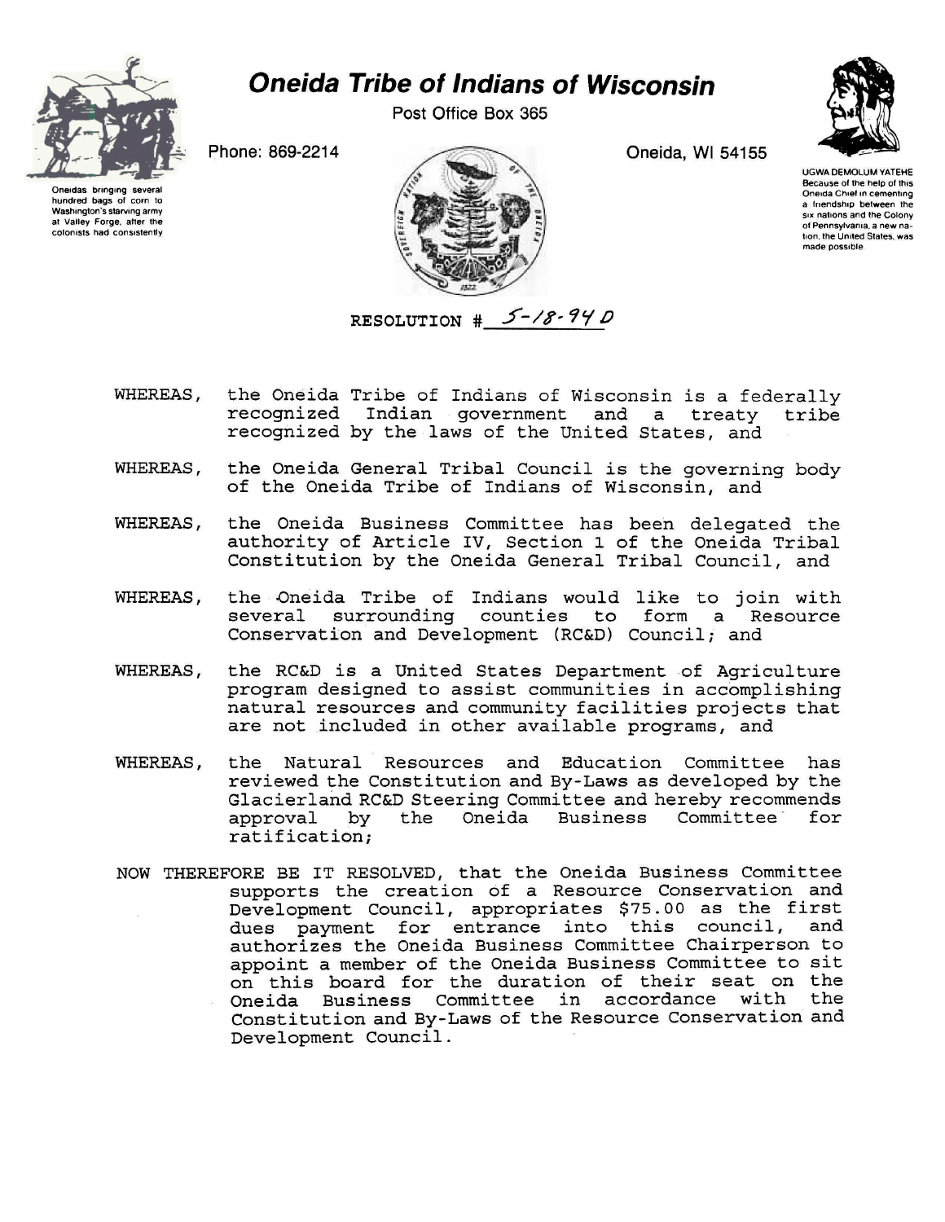# Oneida Tribe of Indians of Wisconsin

Post Office Box 365

Phone: 869-2214

Oneida, WI 54155

Oneidas bringing several hundred bags of corn to Washington's starving army at Valley Forge, after the colonists had consistently

UGWA DEMOLUM YATEHE
Because of the help of this Oneida Chief in cementing a friendship between the six nations and the Colony of Pennsylvania, a new nation, the United States, was made possible

RESOLUTION # 5-18-94 D

WHEREAS, the Oneida Tribe of Indians of Wisconsin is a federally recognized Indian government and a treaty tribe recognized by the laws of the United States, and

WHEREAS, the Oneida General Tribal Council is the governing body of the Oneida Tribe of Indians of Wisconsin, and

WHEREAS, the Oneida Business Committee has been delegated the authority of Article IV, Section 1 of the Oneida Tribal Constitution by the Oneida General Tribal Council, and

WHEREAS, the Oneida Tribe of Indians would like to join with several surrounding counties to form a Resource Conservation and Development (RC&D) Council; and

WHEREAS, the RC&D is a United States Department of Agriculture program designed to assist communities in accomplishing natural resources and community facilities projects that are not included in other available programs, and

WHEREAS, the Natural Resources and Education Committee has reviewed the Constitution and By-Laws as developed by the Glacierland RC&D Steering Committee and hereby recommends approval by the Oneida Business Committee for ratification;

NOW THEREFORE BE IT RESOLVED, that the Oneida Business Committee supports the creation of a Resource Conservation and Development Council, appropriates $75.00 as the first dues payment for entrance into this council, and authorizes the Oneida Business Committee Chairperson to appoint a member of the Oneida Business Committee to sit on this board for the duration of their seat on the Oneida Business Committee in accordance with the Constitution and By-Laws of the Resource Conservation and Development Council.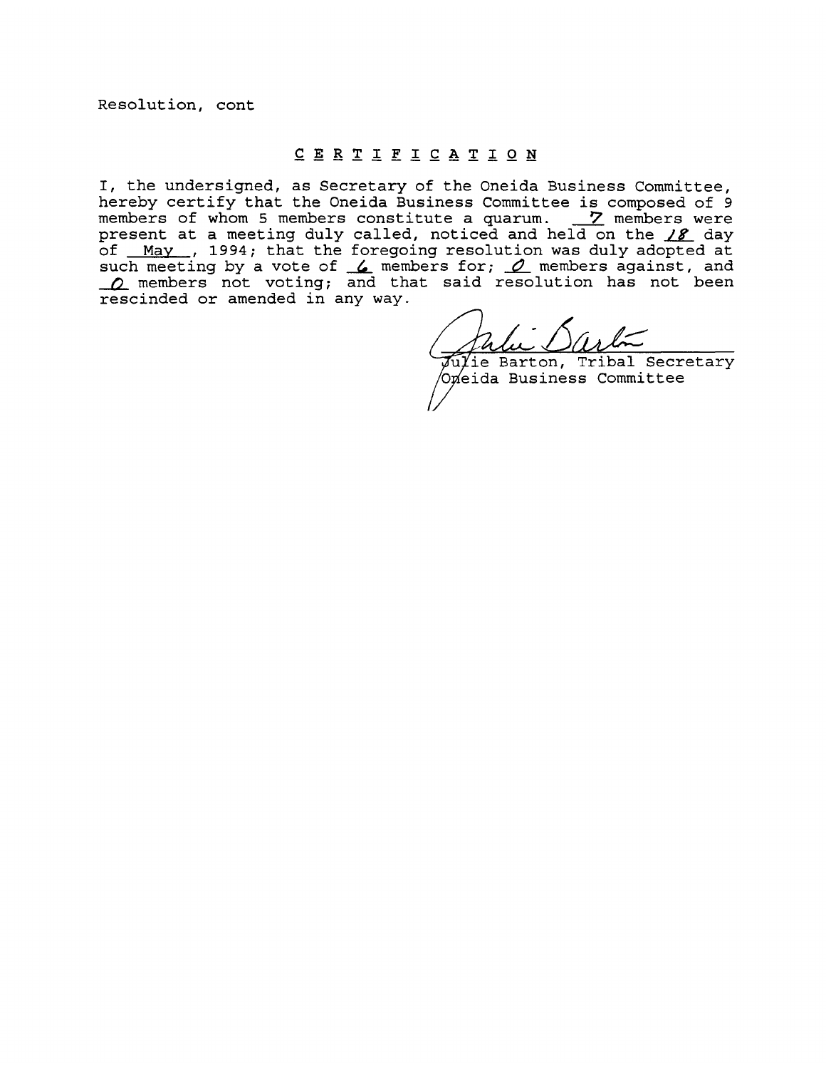Resolution, cont

## CERTIFICATION

I, the undersigned, as Secretary of the Oneida Business Committee, hereby certify that the Oneida Business Committee is composed of 9 members of whom 5 members constitute a quarum. 7 members were present at a meeting duly called, noticed and held on the 18 day of May, 1994; that the foregoing resolution was duly adopted at such meeting by a vote of 6 members for; 0 members against, and 0 members not voting; and that said resolution has not been rescinded or amended in any way.

Julie Barton, Tribal Secretary
Oneida Business Committee